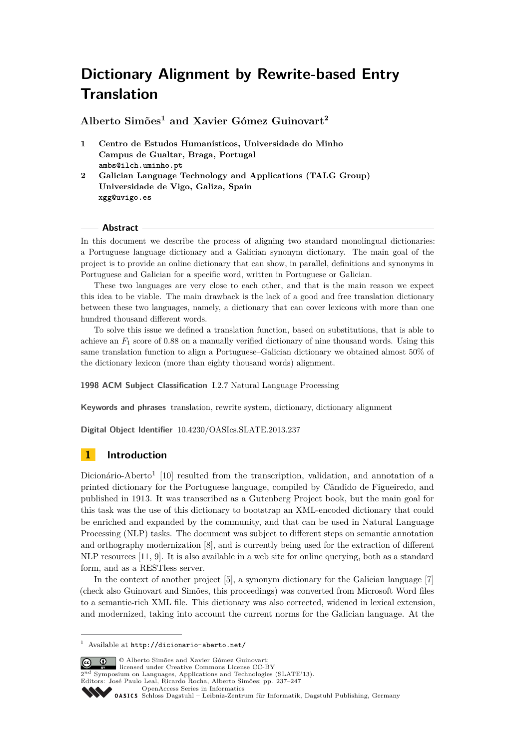# Dictionary Alignment by Rewrite-based Entry Translation

**Alberto Simões[1] and Xavier Gómez Guinovart[2]**

1 **Centro de Estudos Humanísticos, Universidade do Minho**
**Campus de Gualtar, Braga, Portugal**
`ambs@ilch.uminho.pt`

2 **Galician Language Technology and Applications (TALG Group)**
**Universidade de Vigo, Galiza, Spain**
`xgg@uvigo.es`

## Abstract

In this document we describe the process of aligning two standard monolingual dictionaries: a Portuguese language dictionary and a Galician synonym dictionary. The main goal of the project is to provide an online dictionary that can show, in parallel, definitions and synonyms in Portuguese and Galician for a specific word, written in Portuguese or Galician.

These two languages are very close to each other, and that is the main reason we expect this idea to be viable. The main drawback is the lack of a good and free translation dictionary between these two languages, namely, a dictionary that can cover lexicons with more than one hundred thousand different words.

To solve this issue we defined a translation function, based on substitutions, that is able to achieve an $F_1$ score of 0.88 on a manually verified dictionary of nine thousand words. Using this same translation function to align a Portuguese–Galician dictionary we obtained almost 50% of the dictionary lexicon (more than eighty thousand words) alignment.

**1998 ACM Subject Classification** I.2.7 Natural Language Processing

**Keywords and phrases** translation, rewrite system, dictionary, dictionary alignment

**Digital Object Identifier** 10.4230/OASIcs.SLATE.2013.237

## 1 Introduction

Dicionário-Aberto[1] [10] resulted from the transcription, validation, and annotation of a printed dictionary for the Portuguese language, compiled by Cândido de Figueiredo, and published in 1913. It was transcribed as a Gutenberg Project book, but the main goal for this task was the use of this dictionary to bootstrap an XML-encoded dictionary that could be enriched and expanded by the community, and that can be used in Natural Language Processing (NLP) tasks. The document was subject to different steps on semantic annotation and orthography modernization [8], and is currently being used for the extraction of different NLP resources [11, 9]. It is also available in a web site for online querying, both as a standard form, and as a RESTless server.

In the context of another project [5], a synonym dictionary for the Galician language [7] (check also Guinovart and Simões, this proceedings) was converted from Microsoft Word files to a semantic-rich XML file. This dictionary was also corrected, widened in lexical extension, and modernized, taking into account the current norms for the Galician language. At the

[1] Available at `http://dicionario-aberto.net/`

© Alberto Simões and Xavier Gómez Guinovart;
licensed under Creative Commons License CC-BY
2nd Symposium on Languages, Applications and Technologies (SLATE'13).
Editors: José Paulo Leal, Ricardo Rocha, Alberto Simões; pp. 237–247
OpenAccess Series in Informatics
Schloss Dagstuhl – Leibniz-Zentrum für Informatik, Dagstuhl Publishing, Germany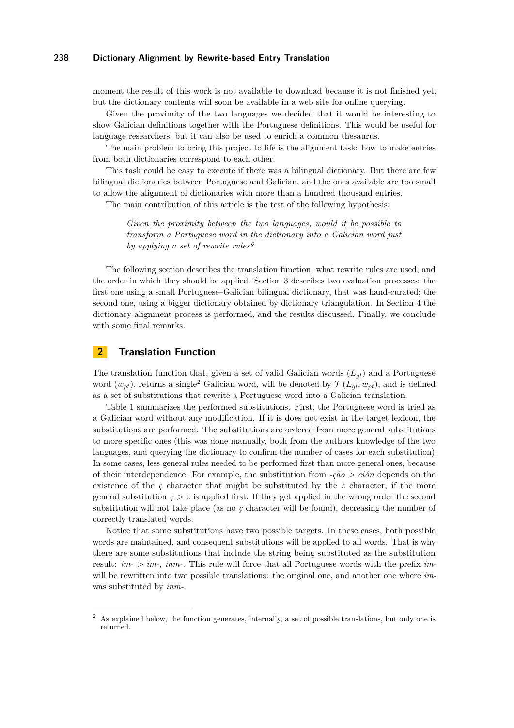moment the result of this work is not available to download because it is not finished yet, but the dictionary contents will soon be available in a web site for online querying.

Given the proximity of the two languages we decided that it would be interesting to show Galician definitions together with the Portuguese definitions. This would be useful for language researchers, but it can also be used to enrich a common thesaurus.

The main problem to bring this project to life is the alignment task: how to make entries from both dictionaries correspond to each other.

This task could be easy to execute if there was a bilingual dictionary. But there are few bilingual dictionaries between Portuguese and Galician, and the ones available are too small to allow the alignment of dictionaries with more than a hundred thousand entries.

The main contribution of this article is the test of the following hypothesis:

> *Given the proximity between the two languages, would it be possible to transform a Portuguese word in the dictionary into a Galician word just by applying a set of rewrite rules?*

The following section describes the translation function, what rewrite rules are used, and the order in which they should be applied. Section 3 describes two evaluation processes: the first one using a small Portuguese–Galician bilingual dictionary, that was hand-curated; the second one, using a bigger dictionary obtained by dictionary triangulation. In Section 4 the dictionary alignment process is performed, and the results discussed. Finally, we conclude with some final remarks.

## 2 Translation Function

The translation function that, given a set of valid Galician words ($L_{gl}$) and a Portuguese word ($w_{pt}$), returns a single[2] Galician word, will be denoted by $\mathcal{T}(L_{gl}, w_{pt})$, and is defined as a set of substitutions that rewrite a Portuguese word into a Galician translation.

Table 1 summarizes the performed substitutions. First, the Portuguese word is tried as a Galician word without any modification. If it is does not exist in the target lexicon, the substitutions are performed. The substitutions are ordered from more general substitutions to more specific ones (this was done manually, both from the authors knowledge of the two languages, and querying the dictionary to confirm the number of cases for each substitution). In some cases, less general rules needed to be performed first than more general ones, because of their interdependence. For example, the substitution from *-ção > ción* depends on the existence of the *ç* character that might be substituted by the *z* character, if the more general substitution *ç > z* is applied first. If they get applied in the wrong order the second substitution will not take place (as no *ç* character will be found), decreasing the number of correctly translated words.

Notice that some substitutions have two possible targets. In these cases, both possible words are maintained, and consequent substitutions will be applied to all words. That is why there are some substitutions that include the string being substituted as the substitution result: *im- > im-, inm-*. This rule will force that all Portuguese words with the prefix *im-* will be rewritten into two possible translations: the original one, and another one where *im-* was substituted by *inm-*.

[2] As explained below, the function generates, internally, a set of possible translations, but only one is returned.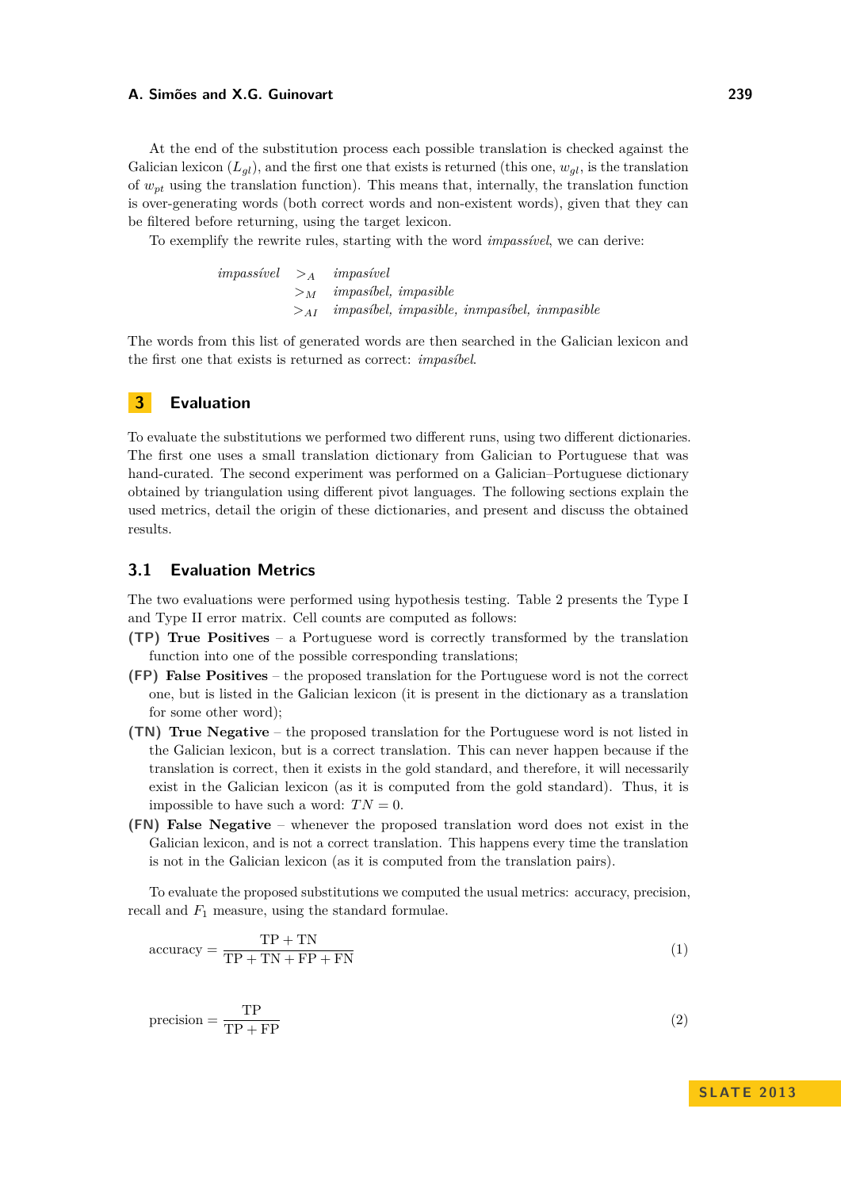At the end of the substitution process each possible translation is checked against the Galician lexicon ($L_{gl}$), and the first one that exists is returned (this one, $w_{gl}$, is the translation of $w_{pt}$ using the translation function). This means that, internally, the translation function is over-generating words (both correct words and non-existent words), given that they can be filtered before returning, using the target lexicon.

To exemplify the rewrite rules, starting with the word *impassível*, we can derive:

| | | |
|---|---|---|
| *impassível* | $>_A$ | *impasível* |
| | $>_M$ | *impasíbel, impasible* |
| | $>_{AI}$ | *impasíbel, impasible, inmpasíbel, inmpasible* |

The words from this list of generated words are then searched in the Galician lexicon and the first one that exists is returned as correct: *impasíbel*.

## 3 Evaluation

To evaluate the substitutions we performed two different runs, using two different dictionaries. The first one uses a small translation dictionary from Galician to Portuguese that was hand-curated. The second experiment was performed on a Galician–Portuguese dictionary obtained by triangulation using different pivot languages. The following sections explain the used metrics, detail the origin of these dictionaries, and present and discuss the obtained results.

### 3.1 Evaluation Metrics

The two evaluations were performed using hypothesis testing. Table 2 presents the Type I and Type II error matrix. Cell counts are computed as follows:

- **(TP) True Positives** – a Portuguese word is correctly transformed by the translation function into one of the possible corresponding translations;
- **(FP) False Positives** – the proposed translation for the Portuguese word is not the correct one, but is listed in the Galician lexicon (it is present in the dictionary as a translation for some other word);
- **(TN) True Negative** – the proposed translation for the Portuguese word is not listed in the Galician lexicon, but is a correct translation. This can never happen because if the translation is correct, then it exists in the gold standard, and therefore, it will necessarily exist in the Galician lexicon (as it is computed from the gold standard). Thus, it is impossible to have such a word: $TN = 0$.
- **(FN) False Negative** – whenever the proposed translation word does not exist in the Galician lexicon, and is not a correct translation. This happens every time the translation is not in the Galician lexicon (as it is computed from the translation pairs).

To evaluate the proposed substitutions we computed the usual metrics: accuracy, precision, recall and $F_1$ measure, using the standard formulae.

$$\text{accuracy} = \frac{\text{TP} + \text{TN}}{\text{TP} + \text{TN} + \text{FP} + \text{FN}} \tag{1}$$

$$\text{precision} = \frac{\text{TP}}{\text{TP} + \text{FP}} \tag{2}$$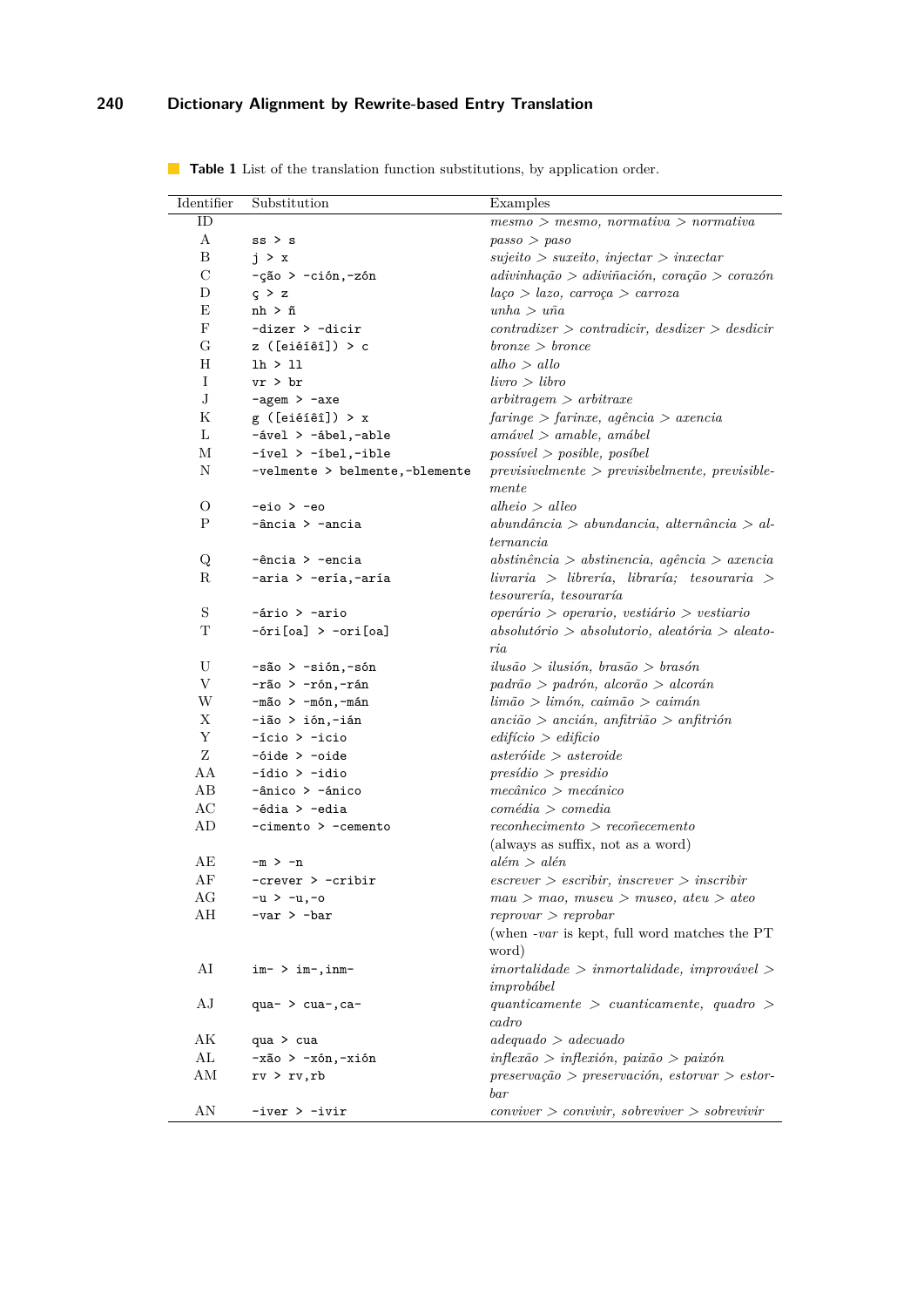**Table 1** List of the translation function substitutions, by application order.

| Identifier | Substitution | Examples |
|---|---|---|
| ID | | *mesmo > mesmo, normativa > normativa* |
| A | `ss > s` | *passo > paso* |
| B | `j > x` | *sujeito > suxeito, injectar > inxectar* |
| C | `-ção > -ción,-zón` | *adivinhação > adiviñación, coração > corazón* |
| D | `ç > z` | *laço > lazo, carroça > carroza* |
| E | `nh > ñ` | *unha > uña* |
| F | `-dizer > -dicir` | *contradizer > contradicir, desdizer > desdicir* |
| G | `z ([eiéíêî]) > c` | *bronze > bronce* |
| H | `lh > ll` | *alho > allo* |
| I | `vr > br` | *livro > libro* |
| J | `-agem > -axe` | *arbitragem > arbitraxe* |
| K | `g ([eiéíêî]) > x` | *faringe > farinxe, agência > axencia* |
| L | `-ável > -ábel,-able` | *amável > amable, amábel* |
| M | `-ível > -íbel,-ible` | *possível > posible, posíbel* |
| N | `-velmente > belmente,-blemente` | *previsivelmente > previsibelmente, previsiblemente* |
| O | `-eio > -eo` | *alheio > alleo* |
| P | `-ância > -ancia` | *abundância > abundancia, alternância > alternancia* |
| Q | `-ência > -encia` | *abstinência > abstinencia, agência > axencia* |
| R | `-aria > -ería,-aría` | *livraria > librería, libraría; tesouraria > tesourería, tesouraría* |
| S | `-ário > -ario` | *operário > operario, vestiário > vestiario* |
| T | `-óri[oa] > -ori[oa]` | *absolutório > absolutorio, aleatória > aleatoria* |
| U | `-são > -sión,-són` | *ilusão > ilusión, brasão > brasón* |
| V | `-rão > -rón,-rán` | *padrão > padrón, alcorão > alcorán* |
| W | `-mão > -món,-mán` | *limão > limón, caimão > caimán* |
| X | `-ião > ión,-ián` | *ancião > ancián, anfitrião > anfitrión* |
| Y | `-ício > -icio` | *edifício > edificio* |
| Z | `-óide > -oide` | *asteróide > asteroide* |
| AA | `-ídio > -idio` | *presídio > presidio* |
| AB | `-ânico > -ánico` | *mecânico > mecánico* |
| AC | `-édia > -edia` | *comédia > comedia* |
| AD | `-cimento > -cemento` | *reconhecimento > recoñecemento* (always as suffix, not as a word) |
| AE | `-m > -n` | *além > alén* |
| AF | `-crever > -cribir` | *escrever > escribir, inscrever > inscribir* |
| AG | `-u > -u,-o` | *mau > mao, museu > museo, ateu > ateo* |
| AH | `-var > -bar` | *reprovar > reprobar* (when *-var* is kept, full word matches the PT word) |
| AI | `im- > im-,inm-` | *imortalidade > inmortalidade, improvável > improbábel* |
| AJ | `qua- > cua-,ca-` | *quanticamente > cuanticamente, quadro > cadro* |
| AK | `qua > cua` | *adequado > adecuado* |
| AL | `-xão > -xón,-xión` | *inflexão > inflexión, paixão > paixón* |
| AM | `rv > rv,rb` | *preservação > preservación, estorvar > estorbar* |
| AN | `-iver > -ivir` | *conviver > convivir, sobreviver > sobrevivir* |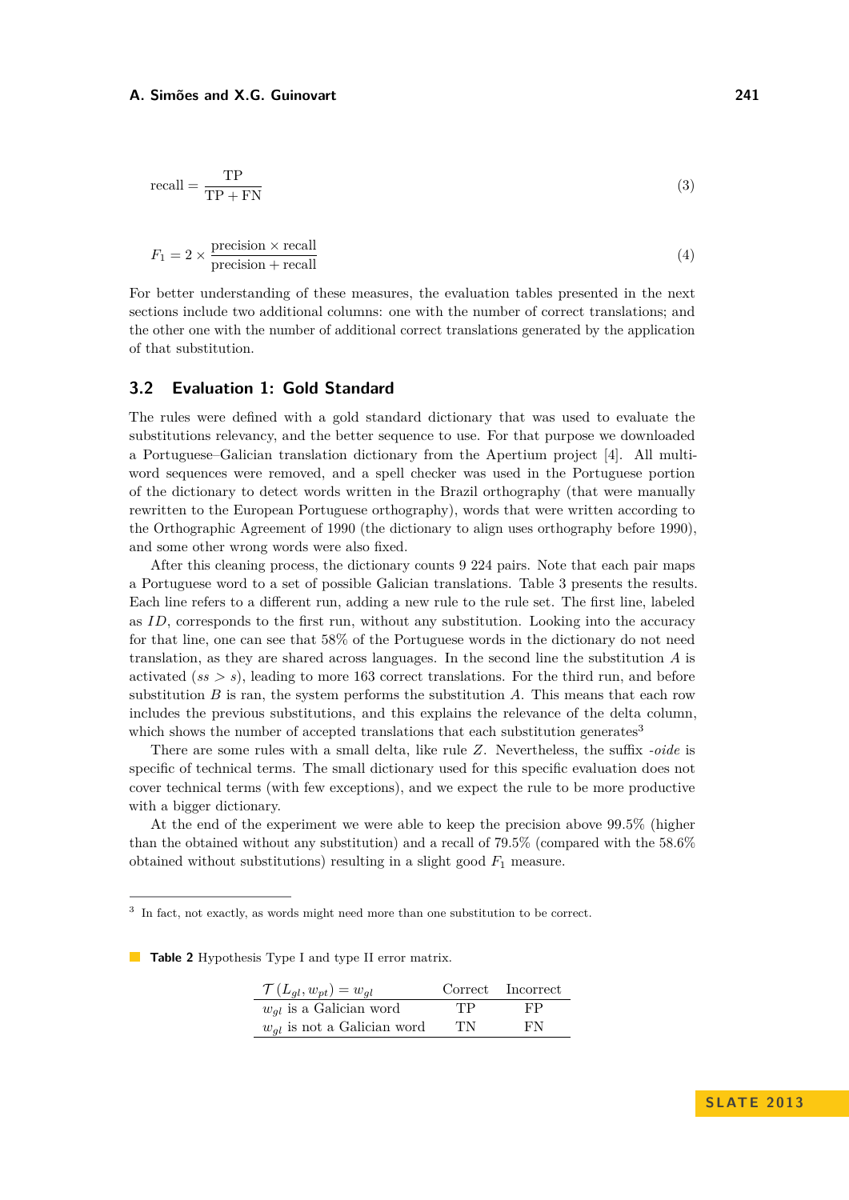$$\text{recall} = \frac{\text{TP}}{\text{TP} + \text{FN}} \tag{3}$$

$$F_1 = 2 \times \frac{\text{precision} \times \text{recall}}{\text{precision} + \text{recall}} \tag{4}$$

For better understanding of these measures, the evaluation tables presented in the next sections include two additional columns: one with the number of correct translations; and the other one with the number of additional correct translations generated by the application of that substitution.

## 3.2 Evaluation 1: Gold Standard

The rules were defined with a gold standard dictionary that was used to evaluate the substitutions relevancy, and the better sequence to use. For that purpose we downloaded a Portuguese–Galician translation dictionary from the Apertium project [4]. All multi-word sequences were removed, and a spell checker was used in the Portuguese portion of the dictionary to detect words written in the Brazil orthography (that were manually rewritten to the European Portuguese orthography), words that were written according to the Orthographic Agreement of 1990 (the dictionary to align uses orthography before 1990), and some other wrong words were also fixed.

After this cleaning process, the dictionary counts 9 224 pairs. Note that each pair maps a Portuguese word to a set of possible Galician translations. Table 3 presents the results. Each line refers to a different run, adding a new rule to the rule set. The first line, labeled as $ID$, corresponds to the first run, without any substitution. Looking into the accuracy for that line, one can see that 58% of the Portuguese words in the dictionary do not need translation, as they are shared across languages. In the second line the substitution $A$ is activated ($ss > s$), leading to more 163 correct translations. For the third run, and before substitution $B$ is ran, the system performs the substitution $A$. This means that each row includes the previous substitutions, and this explains the relevance of the delta column, which shows the number of accepted translations that each substitution generates[3]

There are some rules with a small delta, like rule $Z$. Nevertheless, the suffix *-oide* is specific of technical terms. The small dictionary used for this specific evaluation does not cover technical terms (with few exceptions), and we expect the rule to be more productive with a bigger dictionary.

At the end of the experiment we were able to keep the precision above 99.5% (higher than the obtained without any substitution) and a recall of 79.5% (compared with the 58.6% obtained without substitutions) resulting in a slight good $F_1$ measure.

[3] In fact, not exactly, as words might need more than one substitution to be correct.

**Table 2** Hypothesis Type I and type II error matrix.

| $\mathcal{T}(L_{gl}, w_{pt}) = w_{gl}$ | Correct | Incorrect |
|---|---|---|
| $w_{gl}$ is a Galician word | TP | FP |
| $w_{gl}$ is not a Galician word | TN | FN |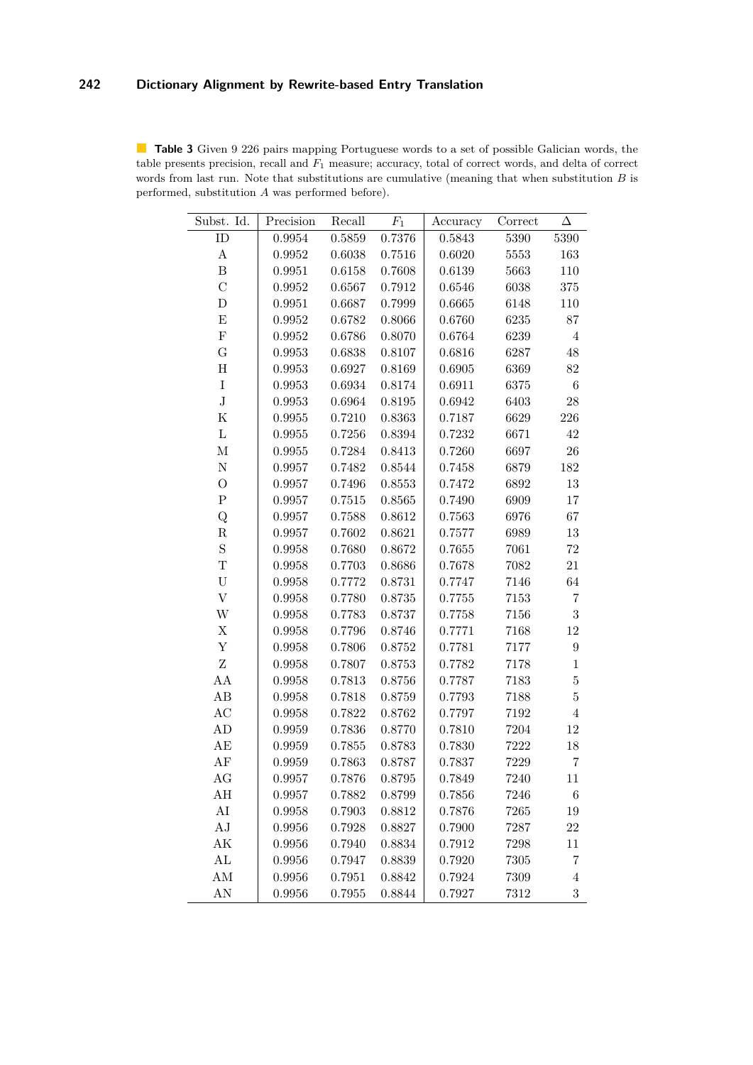**Table 3** Given 9 226 pairs mapping Portuguese words to a set of possible Galician words, the table presents precision, recall and $F_1$ measure; accuracy, total of correct words, and delta of correct words from last run. Note that substitutions are cumulative (meaning that when substitution *B* is performed, substitution *A* was performed before).

| Subst. Id. | Precision | Recall | $F_1$ | Accuracy | Correct | $\Delta$ |
|---|---|---|---|---|---|---|
| ID | 0.9954 | 0.5859 | 0.7376 | 0.5843 | 5390 | 5390 |
| A | 0.9952 | 0.6038 | 0.7516 | 0.6020 | 5553 | 163 |
| B | 0.9951 | 0.6158 | 0.7608 | 0.6139 | 5663 | 110 |
| C | 0.9952 | 0.6567 | 0.7912 | 0.6546 | 6038 | 375 |
| D | 0.9951 | 0.6687 | 0.7999 | 0.6665 | 6148 | 110 |
| E | 0.9952 | 0.6782 | 0.8066 | 0.6760 | 6235 | 87 |
| F | 0.9952 | 0.6786 | 0.8070 | 0.6764 | 6239 | 4 |
| G | 0.9953 | 0.6838 | 0.8107 | 0.6816 | 6287 | 48 |
| H | 0.9953 | 0.6927 | 0.8169 | 0.6905 | 6369 | 82 |
| I | 0.9953 | 0.6934 | 0.8174 | 0.6911 | 6375 | 6 |
| J | 0.9953 | 0.6964 | 0.8195 | 0.6942 | 6403 | 28 |
| K | 0.9955 | 0.7210 | 0.8363 | 0.7187 | 6629 | 226 |
| L | 0.9955 | 0.7256 | 0.8394 | 0.7232 | 6671 | 42 |
| M | 0.9955 | 0.7284 | 0.8413 | 0.7260 | 6697 | 26 |
| N | 0.9957 | 0.7482 | 0.8544 | 0.7458 | 6879 | 182 |
| O | 0.9957 | 0.7496 | 0.8553 | 0.7472 | 6892 | 13 |
| P | 0.9957 | 0.7515 | 0.8565 | 0.7490 | 6909 | 17 |
| Q | 0.9957 | 0.7588 | 0.8612 | 0.7563 | 6976 | 67 |
| R | 0.9957 | 0.7602 | 0.8621 | 0.7577 | 6989 | 13 |
| S | 0.9958 | 0.7680 | 0.8672 | 0.7655 | 7061 | 72 |
| T | 0.9958 | 0.7703 | 0.8686 | 0.7678 | 7082 | 21 |
| U | 0.9958 | 0.7772 | 0.8731 | 0.7747 | 7146 | 64 |
| V | 0.9958 | 0.7780 | 0.8735 | 0.7755 | 7153 | 7 |
| W | 0.9958 | 0.7783 | 0.8737 | 0.7758 | 7156 | 3 |
| X | 0.9958 | 0.7796 | 0.8746 | 0.7771 | 7168 | 12 |
| Y | 0.9958 | 0.7806 | 0.8752 | 0.7781 | 7177 | 9 |
| Z | 0.9958 | 0.7807 | 0.8753 | 0.7782 | 7178 | 1 |
| AA | 0.9958 | 0.7813 | 0.8756 | 0.7787 | 7183 | 5 |
| AB | 0.9958 | 0.7818 | 0.8759 | 0.7793 | 7188 | 5 |
| AC | 0.9958 | 0.7822 | 0.8762 | 0.7797 | 7192 | 4 |
| AD | 0.9959 | 0.7836 | 0.8770 | 0.7810 | 7204 | 12 |
| AE | 0.9959 | 0.7855 | 0.8783 | 0.7830 | 7222 | 18 |
| AF | 0.9959 | 0.7863 | 0.8787 | 0.7837 | 7229 | 7 |
| AG | 0.9957 | 0.7876 | 0.8795 | 0.7849 | 7240 | 11 |
| AH | 0.9957 | 0.7882 | 0.8799 | 0.7856 | 7246 | 6 |
| AI | 0.9958 | 0.7903 | 0.8812 | 0.7876 | 7265 | 19 |
| AJ | 0.9956 | 0.7928 | 0.8827 | 0.7900 | 7287 | 22 |
| AK | 0.9956 | 0.7940 | 0.8834 | 0.7912 | 7298 | 11 |
| AL | 0.9956 | 0.7947 | 0.8839 | 0.7920 | 7305 | 7 |
| AM | 0.9956 | 0.7951 | 0.8842 | 0.7924 | 7309 | 4 |
| AN | 0.9956 | 0.7955 | 0.8844 | 0.7927 | 7312 | 3 |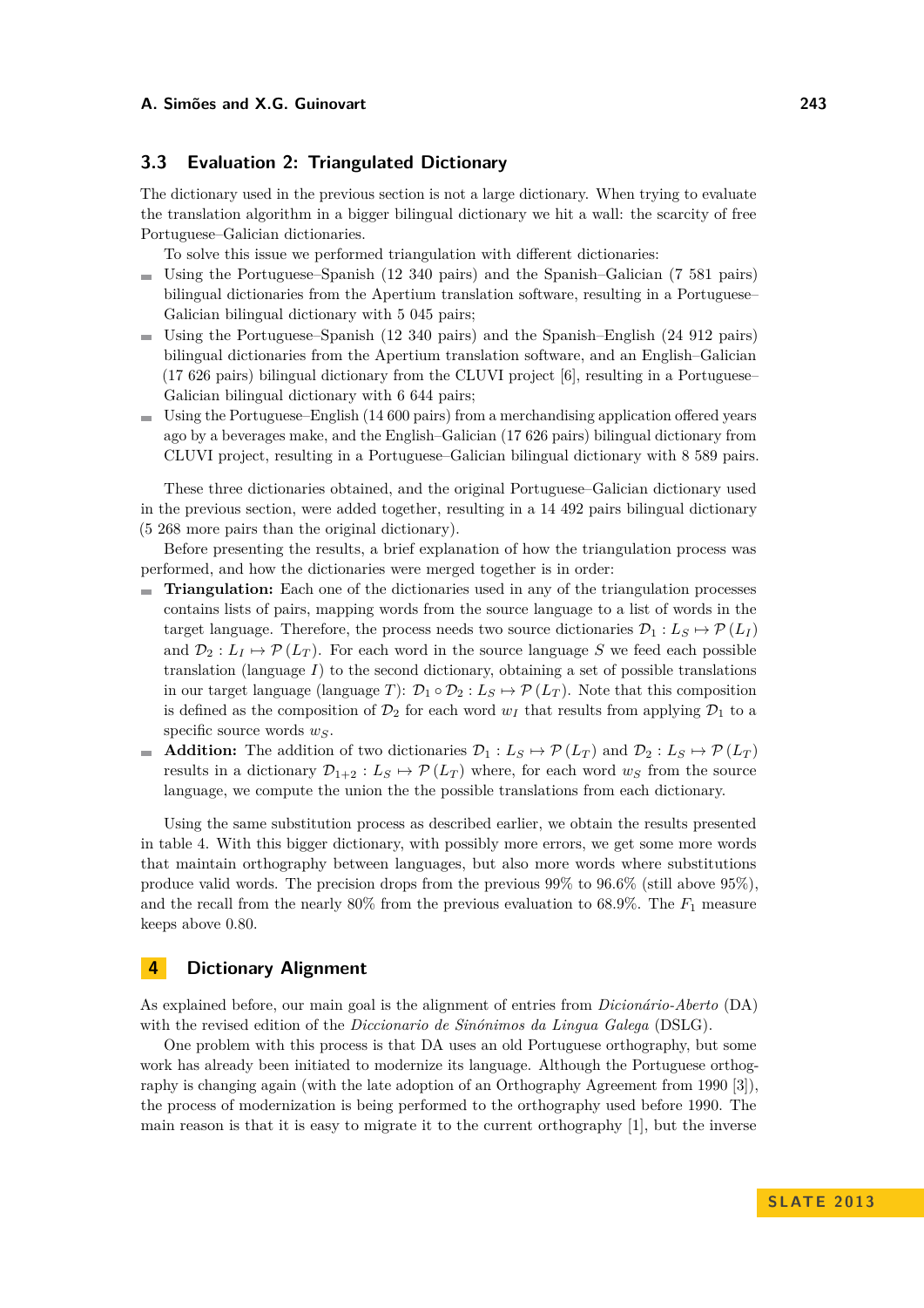## 3.3 Evaluation 2: Triangulated Dictionary

The dictionary used in the previous section is not a large dictionary. When trying to evaluate the translation algorithm in a bigger bilingual dictionary we hit a wall: the scarcity of free Portuguese–Galician dictionaries.

To solve this issue we performed triangulation with different dictionaries:

- Using the Portuguese–Spanish (12 340 pairs) and the Spanish–Galician (7 581 pairs) bilingual dictionaries from the Apertium translation software, resulting in a Portuguese–Galician bilingual dictionary with 5 045 pairs;
- Using the Portuguese–Spanish (12 340 pairs) and the Spanish–English (24 912 pairs) bilingual dictionaries from the Apertium translation software, and an English–Galician (17 626 pairs) bilingual dictionary from the CLUVI project [6], resulting in a Portuguese–Galician bilingual dictionary with 6 644 pairs;
- Using the Portuguese–English (14 600 pairs) from a merchandising application offered years ago by a beverages make, and the English–Galician (17 626 pairs) bilingual dictionary from CLUVI project, resulting in a Portuguese–Galician bilingual dictionary with 8 589 pairs.

These three dictionaries obtained, and the original Portuguese–Galician dictionary used in the previous section, were added together, resulting in a 14 492 pairs bilingual dictionary (5 268 more pairs than the original dictionary).

Before presenting the results, a brief explanation of how the triangulation process was performed, and how the dictionaries were merged together is in order:

- **Triangulation:** Each one of the dictionaries used in any of the triangulation processes contains lists of pairs, mapping words from the source language to a list of words in the target language. Therefore, the process needs two source dictionaries $\mathcal{D}_1 : L_S \mapsto \mathcal{P}(L_I)$ and $\mathcal{D}_2 : L_I \mapsto \mathcal{P}(L_T)$. For each word in the source language $S$ we feed each possible translation (language $I$) to the second dictionary, obtaining a set of possible translations in our target language (language $T$): $\mathcal{D}_1 \circ \mathcal{D}_2 : L_S \mapsto \mathcal{P}(L_T)$. Note that this composition is defined as the composition of $\mathcal{D}_2$ for each word $w_I$ that results from applying $\mathcal{D}_1$ to a specific source words $w_S$.
- **Addition:** The addition of two dictionaries $\mathcal{D}_1 : L_S \mapsto \mathcal{P}(L_T)$ and $\mathcal{D}_2 : L_S \mapsto \mathcal{P}(L_T)$ results in a dictionary $\mathcal{D}_{1+2} : L_S \mapsto \mathcal{P}(L_T)$ where, for each word $w_S$ from the source language, we compute the union the the possible translations from each dictionary.

Using the same substitution process as described earlier, we obtain the results presented in table 4. With this bigger dictionary, with possibly more errors, we get some more words that maintain orthography between languages, but also more words where substitutions produce valid words. The precision drops from the previous 99% to 96.6% (still above 95%), and the recall from the nearly 80% from the previous evaluation to 68.9%. The $F_1$ measure keeps above 0.80.

# 4 Dictionary Alignment

As explained before, our main goal is the alignment of entries from *Dicionário-Aberto* (DA) with the revised edition of the *Diccionario de Sinónimos da Lingua Galega* (DSLG).

One problem with this process is that DA uses an old Portuguese orthography, but some work has already been initiated to modernize its language. Although the Portuguese orthography is changing again (with the late adoption of an Orthography Agreement from 1990 [3]), the process of modernization is being performed to the orthography used before 1990. The main reason is that it is easy to migrate it to the current orthography [1], but the inverse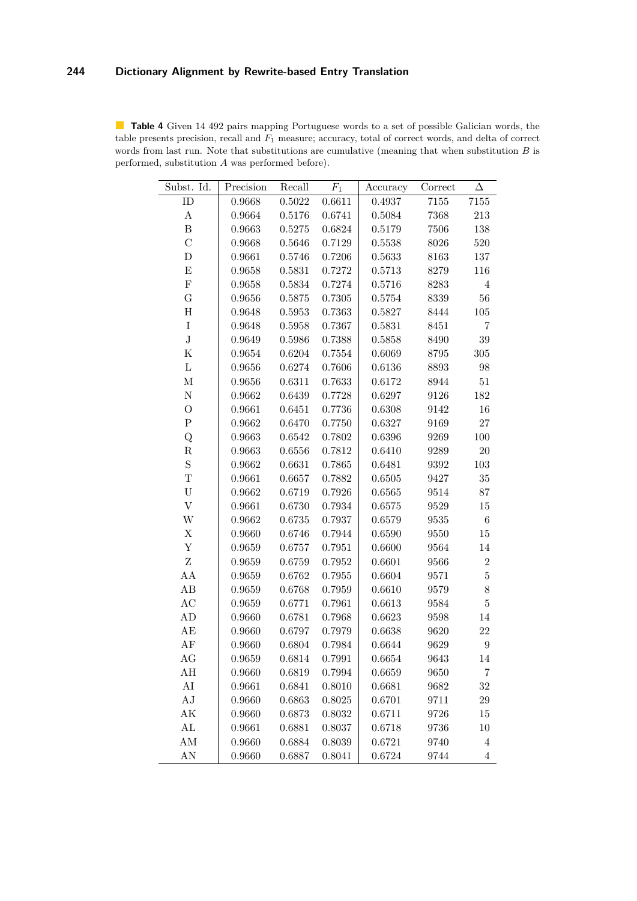**Table 4** Given 14 492 pairs mapping Portuguese words to a set of possible Galician words, the table presents precision, recall and $F_1$ measure; accuracy, total of correct words, and delta of correct words from last run. Note that substitutions are cumulative (meaning that when substitution *B* is performed, substitution *A* was performed before).

| Subst. Id. | Precision | Recall | $F_1$ | Accuracy | Correct | $\Delta$ |
|---|---|---|---|---|---|---|
| ID | 0.9668 | 0.5022 | 0.6611 | 0.4937 | 7155 | 7155 |
| A | 0.9664 | 0.5176 | 0.6741 | 0.5084 | 7368 | 213 |
| B | 0.9663 | 0.5275 | 0.6824 | 0.5179 | 7506 | 138 |
| C | 0.9668 | 0.5646 | 0.7129 | 0.5538 | 8026 | 520 |
| D | 0.9661 | 0.5746 | 0.7206 | 0.5633 | 8163 | 137 |
| E | 0.9658 | 0.5831 | 0.7272 | 0.5713 | 8279 | 116 |
| F | 0.9658 | 0.5834 | 0.7274 | 0.5716 | 8283 | 4 |
| G | 0.9656 | 0.5875 | 0.7305 | 0.5754 | 8339 | 56 |
| H | 0.9648 | 0.5953 | 0.7363 | 0.5827 | 8444 | 105 |
| I | 0.9648 | 0.5958 | 0.7367 | 0.5831 | 8451 | 7 |
| J | 0.9649 | 0.5986 | 0.7388 | 0.5858 | 8490 | 39 |
| K | 0.9654 | 0.6204 | 0.7554 | 0.6069 | 8795 | 305 |
| L | 0.9656 | 0.6274 | 0.7606 | 0.6136 | 8893 | 98 |
| M | 0.9656 | 0.6311 | 0.7633 | 0.6172 | 8944 | 51 |
| N | 0.9662 | 0.6439 | 0.7728 | 0.6297 | 9126 | 182 |
| O | 0.9661 | 0.6451 | 0.7736 | 0.6308 | 9142 | 16 |
| P | 0.9662 | 0.6470 | 0.7750 | 0.6327 | 9169 | 27 |
| Q | 0.9663 | 0.6542 | 0.7802 | 0.6396 | 9269 | 100 |
| R | 0.9663 | 0.6556 | 0.7812 | 0.6410 | 9289 | 20 |
| S | 0.9662 | 0.6631 | 0.7865 | 0.6481 | 9392 | 103 |
| T | 0.9661 | 0.6657 | 0.7882 | 0.6505 | 9427 | 35 |
| U | 0.9662 | 0.6719 | 0.7926 | 0.6565 | 9514 | 87 |
| V | 0.9661 | 0.6730 | 0.7934 | 0.6575 | 9529 | 15 |
| W | 0.9662 | 0.6735 | 0.7937 | 0.6579 | 9535 | 6 |
| X | 0.9660 | 0.6746 | 0.7944 | 0.6590 | 9550 | 15 |
| Y | 0.9659 | 0.6757 | 0.7951 | 0.6600 | 9564 | 14 |
| Z | 0.9659 | 0.6759 | 0.7952 | 0.6601 | 9566 | 2 |
| AA | 0.9659 | 0.6762 | 0.7955 | 0.6604 | 9571 | 5 |
| AB | 0.9659 | 0.6768 | 0.7959 | 0.6610 | 9579 | 8 |
| AC | 0.9659 | 0.6771 | 0.7961 | 0.6613 | 9584 | 5 |
| AD | 0.9660 | 0.6781 | 0.7968 | 0.6623 | 9598 | 14 |
| AE | 0.9660 | 0.6797 | 0.7979 | 0.6638 | 9620 | 22 |
| AF | 0.9660 | 0.6804 | 0.7984 | 0.6644 | 9629 | 9 |
| AG | 0.9659 | 0.6814 | 0.7991 | 0.6654 | 9643 | 14 |
| AH | 0.9660 | 0.6819 | 0.7994 | 0.6659 | 9650 | 7 |
| AI | 0.9661 | 0.6841 | 0.8010 | 0.6681 | 9682 | 32 |
| AJ | 0.9660 | 0.6863 | 0.8025 | 0.6701 | 9711 | 29 |
| AK | 0.9660 | 0.6873 | 0.8032 | 0.6711 | 9726 | 15 |
| AL | 0.9661 | 0.6881 | 0.8037 | 0.6718 | 9736 | 10 |
| AM | 0.9660 | 0.6884 | 0.8039 | 0.6721 | 9740 | 4 |
| AN | 0.9660 | 0.6887 | 0.8041 | 0.6724 | 9744 | 4 |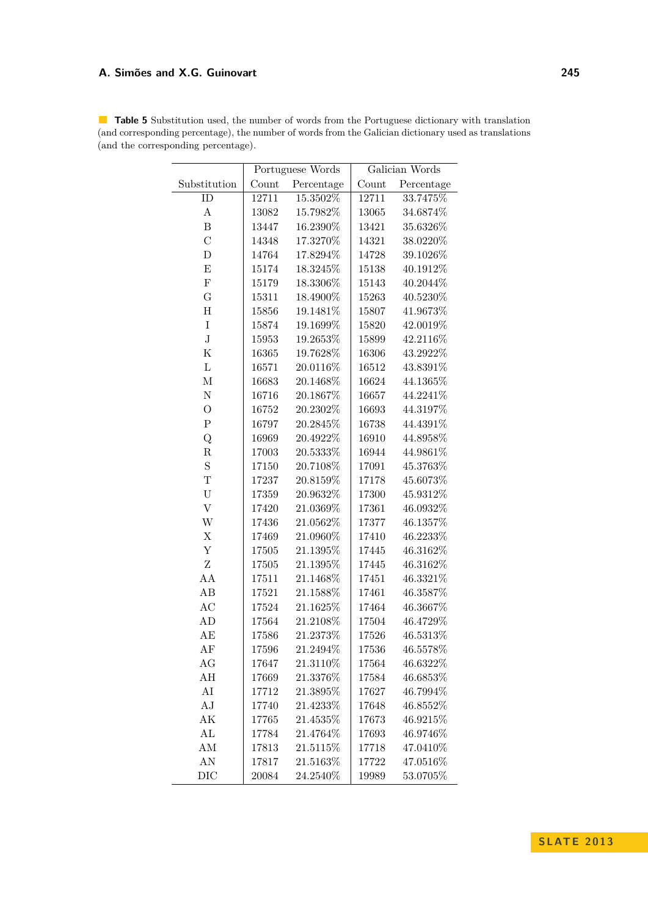**Table 5** Substitution used, the number of words from the Portuguese dictionary with translation (and corresponding percentage), the number of words from the Galician dictionary used as translations (and the corresponding percentage).

| | Portuguese Words | | Galician Words | |
|---|---|---|---|---|
| Substitution | Count | Percentage | Count | Percentage |
| ID | 12711 | 15.3502% | 12711 | 33.7475% |
| A | 13082 | 15.7982% | 13065 | 34.6874% |
| B | 13447 | 16.2390% | 13421 | 35.6326% |
| C | 14348 | 17.3270% | 14321 | 38.0220% |
| D | 14764 | 17.8294% | 14728 | 39.1026% |
| E | 15174 | 18.3245% | 15138 | 40.1912% |
| F | 15179 | 18.3306% | 15143 | 40.2044% |
| G | 15311 | 18.4900% | 15263 | 40.5230% |
| H | 15856 | 19.1481% | 15807 | 41.9673% |
| I | 15874 | 19.1699% | 15820 | 42.0019% |
| J | 15953 | 19.2653% | 15899 | 42.2116% |
| K | 16365 | 19.7628% | 16306 | 43.2922% |
| L | 16571 | 20.0116% | 16512 | 43.8391% |
| M | 16683 | 20.1468% | 16624 | 44.1365% |
| N | 16716 | 20.1867% | 16657 | 44.2241% |
| O | 16752 | 20.2302% | 16693 | 44.3197% |
| P | 16797 | 20.2845% | 16738 | 44.4391% |
| Q | 16969 | 20.4922% | 16910 | 44.8958% |
| R | 17003 | 20.5333% | 16944 | 44.9861% |
| S | 17150 | 20.7108% | 17091 | 45.3763% |
| T | 17237 | 20.8159% | 17178 | 45.6073% |
| U | 17359 | 20.9632% | 17300 | 45.9312% |
| V | 17420 | 21.0369% | 17361 | 46.0932% |
| W | 17436 | 21.0562% | 17377 | 46.1357% |
| X | 17469 | 21.0960% | 17410 | 46.2233% |
| Y | 17505 | 21.1395% | 17445 | 46.3162% |
| Z | 17505 | 21.1395% | 17445 | 46.3162% |
| AA | 17511 | 21.1468% | 17451 | 46.3321% |
| AB | 17521 | 21.1588% | 17461 | 46.3587% |
| AC | 17524 | 21.1625% | 17464 | 46.3667% |
| AD | 17564 | 21.2108% | 17504 | 46.4729% |
| AE | 17586 | 21.2373% | 17526 | 46.5313% |
| AF | 17596 | 21.2494% | 17536 | 46.5578% |
| AG | 17647 | 21.3110% | 17564 | 46.6322% |
| AH | 17669 | 21.3376% | 17584 | 46.6853% |
| AI | 17712 | 21.3895% | 17627 | 46.7994% |
| AJ | 17740 | 21.4233% | 17648 | 46.8552% |
| AK | 17765 | 21.4535% | 17673 | 46.9215% |
| AL | 17784 | 21.4764% | 17693 | 46.9746% |
| AM | 17813 | 21.5115% | 17718 | 47.0410% |
| AN | 17817 | 21.5163% | 17722 | 47.0516% |
| DIC | 20084 | 24.2540% | 19989 | 53.0705% |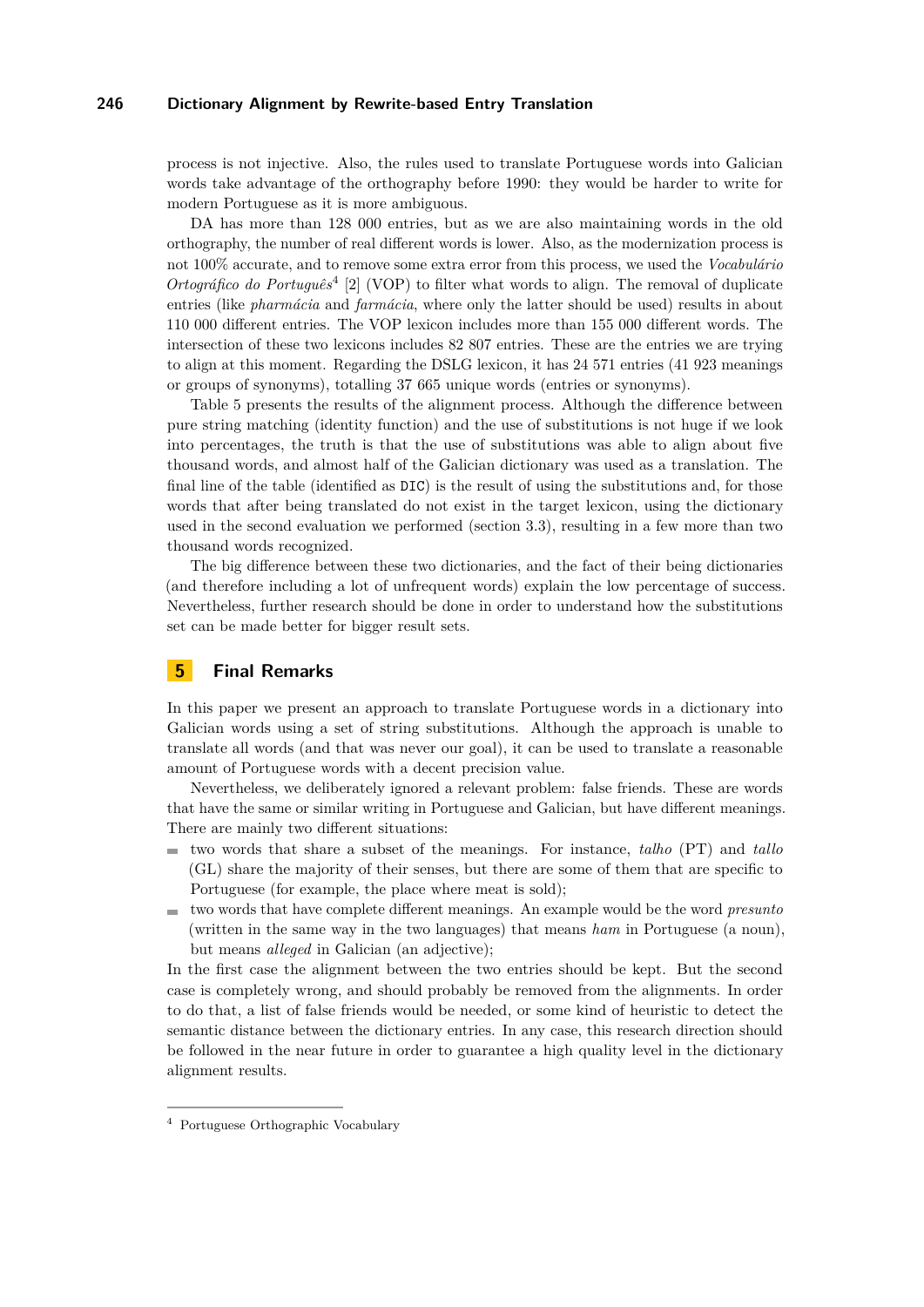process is not injective. Also, the rules used to translate Portuguese words into Galician words take advantage of the orthography before 1990: they would be harder to write for modern Portuguese as it is more ambiguous.

DA has more than 128 000 entries, but as we are also maintaining words in the old orthography, the number of real different words is lower. Also, as the modernization process is not 100% accurate, and to remove some extra error from this process, we used the *Vocabulário Ortográfico do Português*[4] [2] (VOP) to filter what words to align. The removal of duplicate entries (like *pharmácia* and *farmácia*, where only the latter should be used) results in about 110 000 different entries. The VOP lexicon includes more than 155 000 different words. The intersection of these two lexicons includes 82 807 entries. These are the entries we are trying to align at this moment. Regarding the DSLG lexicon, it has 24 571 entries (41 923 meanings or groups of synonyms), totalling 37 665 unique words (entries or synonyms).

Table 5 presents the results of the alignment process. Although the difference between pure string matching (identity function) and the use of substitutions is not huge if we look into percentages, the truth is that the use of substitutions was able to align about five thousand words, and almost half of the Galician dictionary was used as a translation. The final line of the table (identified as `DIC`) is the result of using the substitutions and, for those words that after being translated do not exist in the target lexicon, using the dictionary used in the second evaluation we performed (section 3.3), resulting in a few more than two thousand words recognized.

The big difference between these two dictionaries, and the fact of their being dictionaries (and therefore including a lot of unfrequent words) explain the low percentage of success. Nevertheless, further research should be done in order to understand how the substitutions set can be made better for bigger result sets.

## 5 Final Remarks

In this paper we present an approach to translate Portuguese words in a dictionary into Galician words using a set of string substitutions. Although the approach is unable to translate all words (and that was never our goal), it can be used to translate a reasonable amount of Portuguese words with a decent precision value.

Nevertheless, we deliberately ignored a relevant problem: false friends. These are words that have the same or similar writing in Portuguese and Galician, but have different meanings. There are mainly two different situations:

- two words that share a subset of the meanings. For instance, *talho* (PT) and *tallo* (GL) share the majority of their senses, but there are some of them that are specific to Portuguese (for example, the place where meat is sold);
- two words that have complete different meanings. An example would be the word *presunto* (written in the same way in the two languages) that means *ham* in Portuguese (a noun), but means *alleged* in Galician (an adjective);

In the first case the alignment between the two entries should be kept. But the second case is completely wrong, and should probably be removed from the alignments. In order to do that, a list of false friends would be needed, or some kind of heuristic to detect the semantic distance between the dictionary entries. In any case, this research direction should be followed in the near future in order to guarantee a high quality level in the dictionary alignment results.

[4] Portuguese Orthographic Vocabulary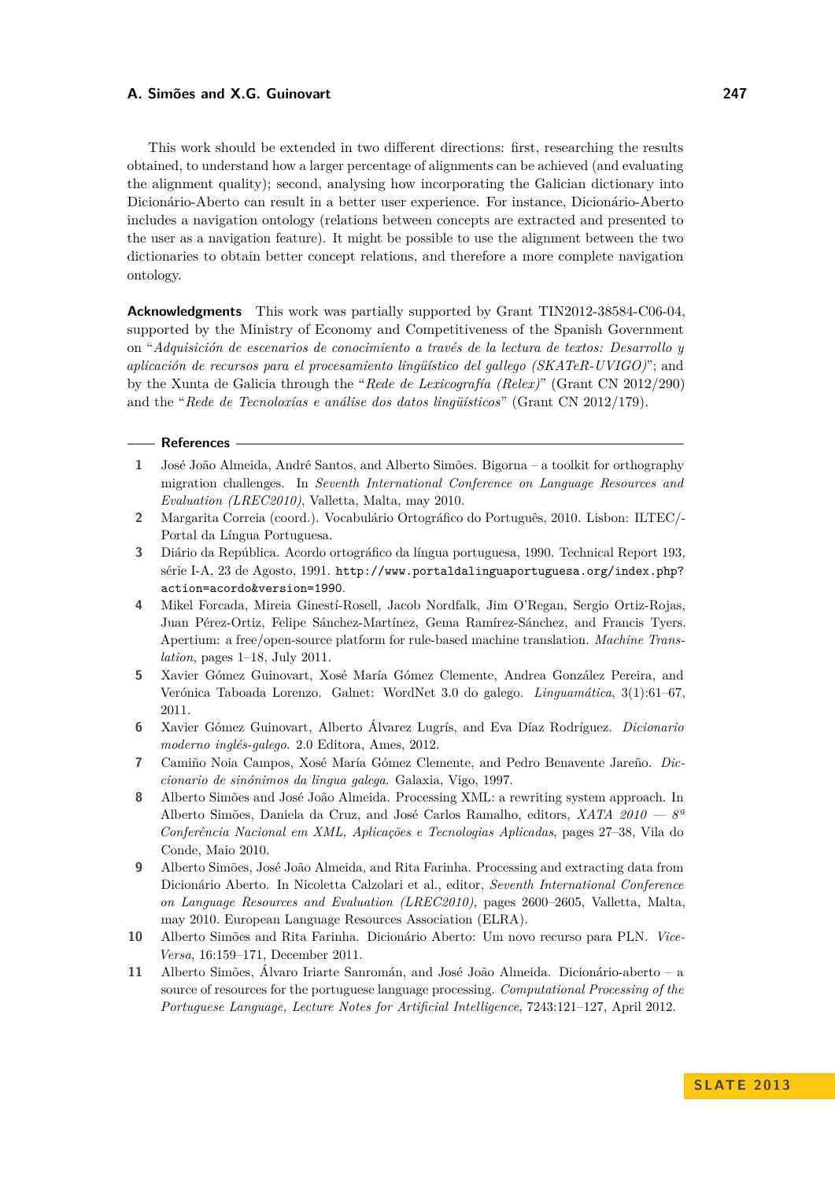This work should be extended in two different directions: first, researching the results obtained, to understand how a larger percentage of alignments can be achieved (and evaluating the alignment quality); second, analysing how incorporating the Galician dictionary into Dicionário-Aberto can result in a better user experience. For instance, Dicionário-Aberto includes a navigation ontology (relations between concepts are extracted and presented to the user as a navigation feature). It might be possible to use the alignment between the two dictionaries to obtain better concept relations, and therefore a more complete navigation ontology.

**Acknowledgments** This work was partially supported by Grant TIN2012-38584-C06-04, supported by the Ministry of Economy and Competitiveness of the Spanish Government on "*Adquisición de escenarios de conocimiento a través de la lectura de textos: Desarrollo y aplicación de recursos para el procesamiento lingüístico del gallego (SKATeR-UVIGO)*"; and by the Xunta de Galicia through the "*Rede de Lexicografía (Relex)*" (Grant CN 2012/290) and the "*Rede de Tecnoloxías e análise dos datos lingüísticos*" (Grant CN 2012/179).

## References

1. José João Almeida, André Santos, and Alberto Simões. Bigorna – a toolkit for orthography migration challenges. In *Seventh International Conference on Language Resources and Evaluation (LREC2010)*, Valletta, Malta, may 2010.
2. Margarita Correia (coord.). Vocabulário Ortográfico do Português, 2010. Lisbon: ILTEC/-Portal da Língua Portuguesa.
3. Diário da República. Acordo ortográfico da língua portuguesa, 1990. Technical Report 193, série I-A, 23 de Agosto, 1991. http://www.portaldalinguaportuguesa.org/index.php?action=acordo&version=1990.
4. Mikel Forcada, Mireia Ginestí-Rosell, Jacob Nordfalk, Jim O'Regan, Sergio Ortiz-Rojas, Juan Pérez-Ortiz, Felipe Sánchez-Martínez, Gema Ramírez-Sánchez, and Francis Tyers. Apertium: a free/open-source platform for rule-based machine translation. *Machine Translation*, pages 1–18, July 2011.
5. Xavier Gómez Guinovart, Xosé María Gómez Clemente, Andrea González Pereira, and Verónica Taboada Lorenzo. Galnet: WordNet 3.0 do galego. *Linguamática*, 3(1):61–67, 2011.
6. Xavier Gómez Guinovart, Alberto Álvarez Lugrís, and Eva Díaz Rodríguez. *Dicionario moderno inglés-galego.* 2.0 Editora, Ames, 2012.
7. Camiño Noia Campos, Xosé María Gómez Clemente, and Pedro Benavente Jareño. *Diccionario de sinónimos da lingua galega.* Galaxia, Vigo, 1997.
8. Alberto Simões and José João Almeida. Processing XML: a rewriting system approach. In Alberto Simões, Daniela da Cruz, and José Carlos Ramalho, editors, *XATA 2010 — 8ª Conferência Nacional em XML, Aplicações e Tecnologias Aplicadas*, pages 27–38, Vila do Conde, Maio 2010.
9. Alberto Simões, José João Almeida, and Rita Farinha. Processing and extracting data from Dicionário Aberto. In Nicoletta Calzolari et al., editor, *Seventh International Conference on Language Resources and Evaluation (LREC2010)*, pages 2600–2605, Valletta, Malta, may 2010. European Language Resources Association (ELRA).
10. Alberto Simões and Rita Farinha. Dicionário Aberto: Um novo recurso para PLN. *Vice-Versa*, 16:159–171, December 2011.
11. Alberto Simões, Álvaro Iriarte Sanromán, and José João Almeida. Dicionário-aberto – a source of resources for the portuguese language processing. *Computational Processing of the Portuguese Language, Lecture Notes for Artificial Intelligence*, 7243:121–127, April 2012.